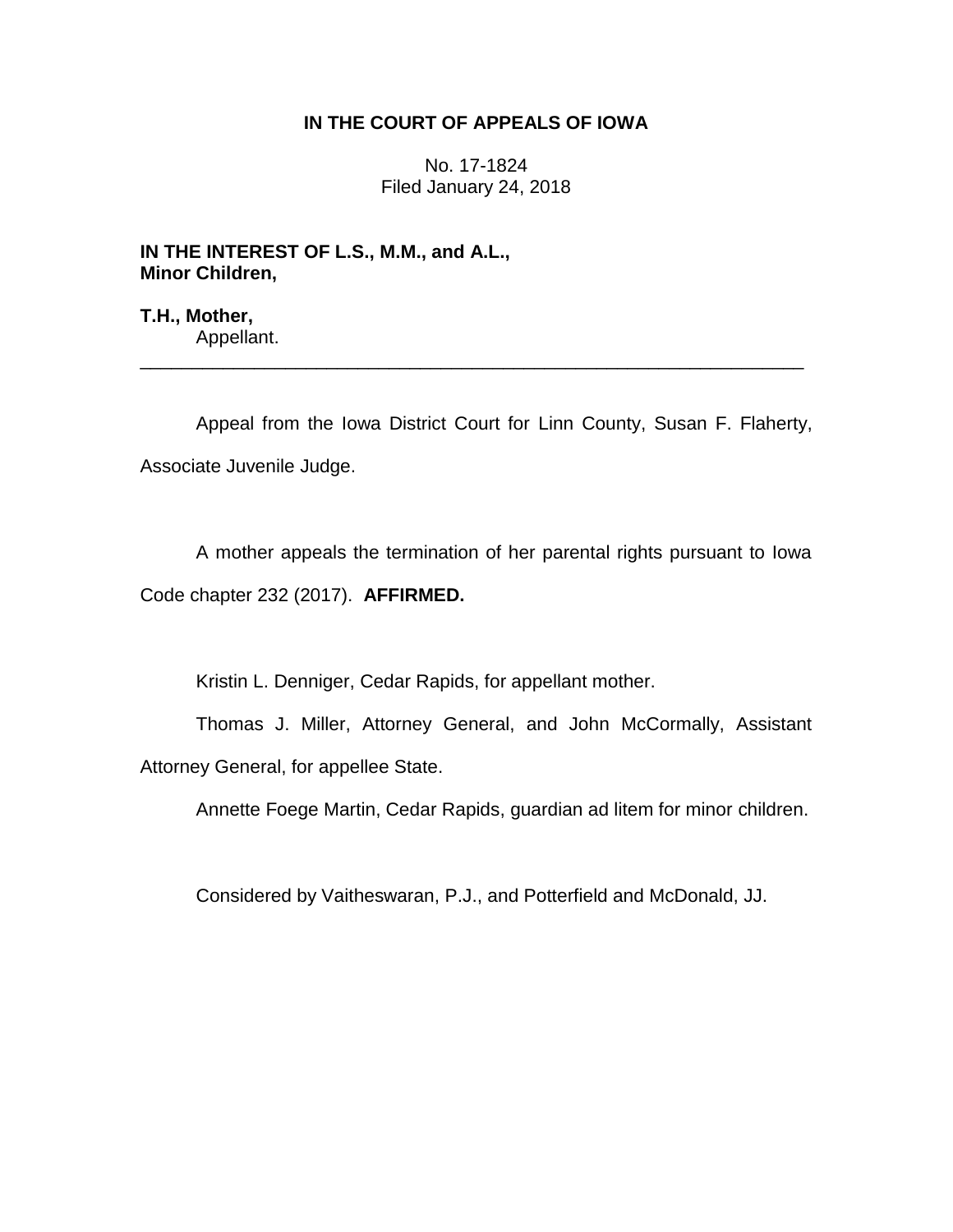**IN THE COURT OF APPEALS OF IOWA**

No. 17-1824
Filed January 24, 2018

**IN THE INTEREST OF L.S., M.M., and A.L., Minor Children,**

**T.H., Mother,**
Appellant.

---

Appeal from the Iowa District Court for Linn County, Susan F. Flaherty, Associate Juvenile Judge.

A mother appeals the termination of her parental rights pursuant to Iowa Code chapter 232 (2017). **AFFIRMED.**

Kristin L. Denniger, Cedar Rapids, for appellant mother.

Thomas J. Miller, Attorney General, and John McCormally, Assistant Attorney General, for appellee State.

Annette Foege Martin, Cedar Rapids, guardian ad litem for minor children.

Considered by Vaitheswaran, P.J., and Potterfield and McDonald, JJ.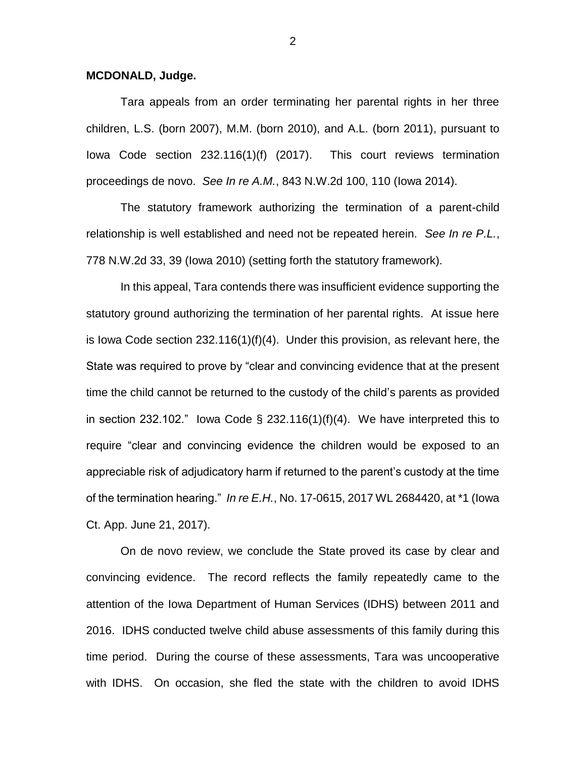**MCDONALD, Judge.**

Tara appeals from an order terminating her parental rights in her three children, L.S. (born 2007), M.M. (born 2010), and A.L. (born 2011), pursuant to Iowa Code section 232.116(1)(f) (2017). This court reviews termination proceedings de novo. *See In re A.M.*, 843 N.W.2d 100, 110 (Iowa 2014).

The statutory framework authorizing the termination of a parent-child relationship is well established and need not be repeated herein. *See In re P.L.*, 778 N.W.2d 33, 39 (Iowa 2010) (setting forth the statutory framework).

In this appeal, Tara contends there was insufficient evidence supporting the statutory ground authorizing the termination of her parental rights. At issue here is Iowa Code section 232.116(1)(f)(4). Under this provision, as relevant here, the State was required to prove by "clear and convincing evidence that at the present time the child cannot be returned to the custody of the child's parents as provided in section 232.102." Iowa Code § 232.116(1)(f)(4). We have interpreted this to require "clear and convincing evidence the children would be exposed to an appreciable risk of adjudicatory harm if returned to the parent's custody at the time of the termination hearing." *In re E.H.*, No. 17-0615, 2017 WL 2684420, at *1 (Iowa Ct. App. June 21, 2017).

On de novo review, we conclude the State proved its case by clear and convincing evidence. The record reflects the family repeatedly came to the attention of the Iowa Department of Human Services (IDHS) between 2011 and 2016. IDHS conducted twelve child abuse assessments of this family during this time period. During the course of these assessments, Tara was uncooperative with IDHS. On occasion, she fled the state with the children to avoid IDHS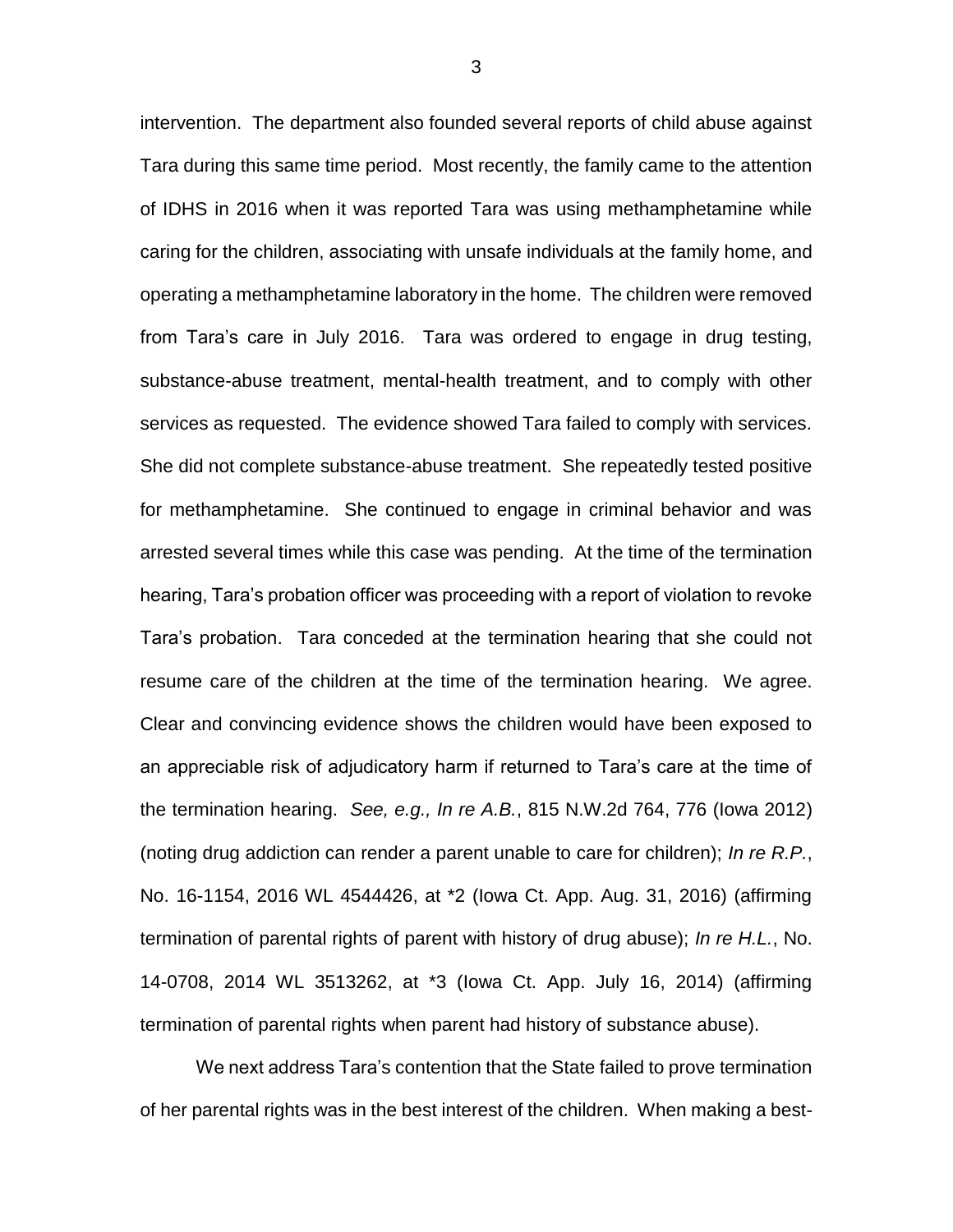intervention. The department also founded several reports of child abuse against Tara during this same time period. Most recently, the family came to the attention of IDHS in 2016 when it was reported Tara was using methamphetamine while caring for the children, associating with unsafe individuals at the family home, and operating a methamphetamine laboratory in the home. The children were removed from Tara's care in July 2016. Tara was ordered to engage in drug testing, substance-abuse treatment, mental-health treatment, and to comply with other services as requested. The evidence showed Tara failed to comply with services. She did not complete substance-abuse treatment. She repeatedly tested positive for methamphetamine. She continued to engage in criminal behavior and was arrested several times while this case was pending. At the time of the termination hearing, Tara's probation officer was proceeding with a report of violation to revoke Tara's probation. Tara conceded at the termination hearing that she could not resume care of the children at the time of the termination hearing. We agree. Clear and convincing evidence shows the children would have been exposed to an appreciable risk of adjudicatory harm if returned to Tara's care at the time of the termination hearing. *See, e.g., In re A.B.*, 815 N.W.2d 764, 776 (Iowa 2012) (noting drug addiction can render a parent unable to care for children); *In re R.P.*, No. 16-1154, 2016 WL 4544426, at *2 (Iowa Ct. App. Aug. 31, 2016) (affirming termination of parental rights of parent with history of drug abuse); *In re H.L.*, No. 14-0708, 2014 WL 3513262, at *3 (Iowa Ct. App. July 16, 2014) (affirming termination of parental rights when parent had history of substance abuse).

We next address Tara's contention that the State failed to prove termination of her parental rights was in the best interest of the children. When making a best-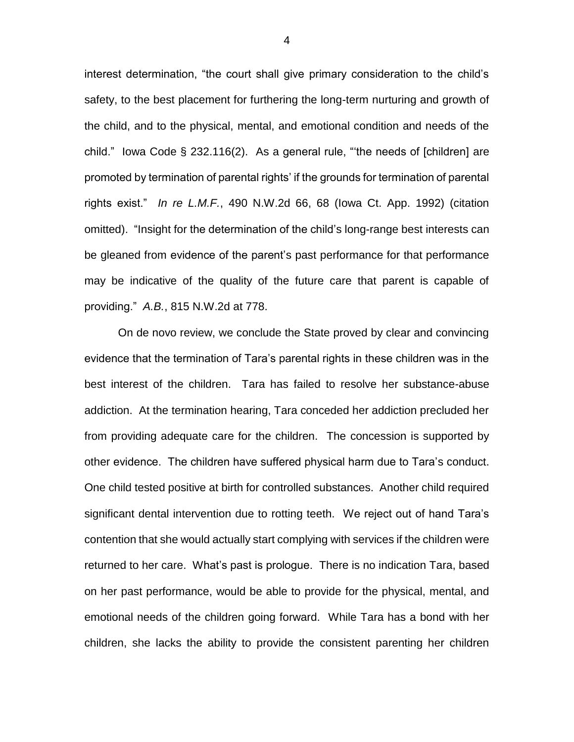interest determination, "the court shall give primary consideration to the child's safety, to the best placement for furthering the long-term nurturing and growth of the child, and to the physical, mental, and emotional condition and needs of the child." Iowa Code § 232.116(2). As a general rule, "'the needs of [children] are promoted by termination of parental rights' if the grounds for termination of parental rights exist." *In re L.M.F.*, 490 N.W.2d 66, 68 (Iowa Ct. App. 1992) (citation omitted). "Insight for the determination of the child's long-range best interests can be gleaned from evidence of the parent's past performance for that performance may be indicative of the quality of the future care that parent is capable of providing." *A.B.*, 815 N.W.2d at 778.

On de novo review, we conclude the State proved by clear and convincing evidence that the termination of Tara's parental rights in these children was in the best interest of the children. Tara has failed to resolve her substance-abuse addiction. At the termination hearing, Tara conceded her addiction precluded her from providing adequate care for the children. The concession is supported by other evidence. The children have suffered physical harm due to Tara's conduct. One child tested positive at birth for controlled substances. Another child required significant dental intervention due to rotting teeth. We reject out of hand Tara's contention that she would actually start complying with services if the children were returned to her care. What's past is prologue. There is no indication Tara, based on her past performance, would be able to provide for the physical, mental, and emotional needs of the children going forward. While Tara has a bond with her children, she lacks the ability to provide the consistent parenting her children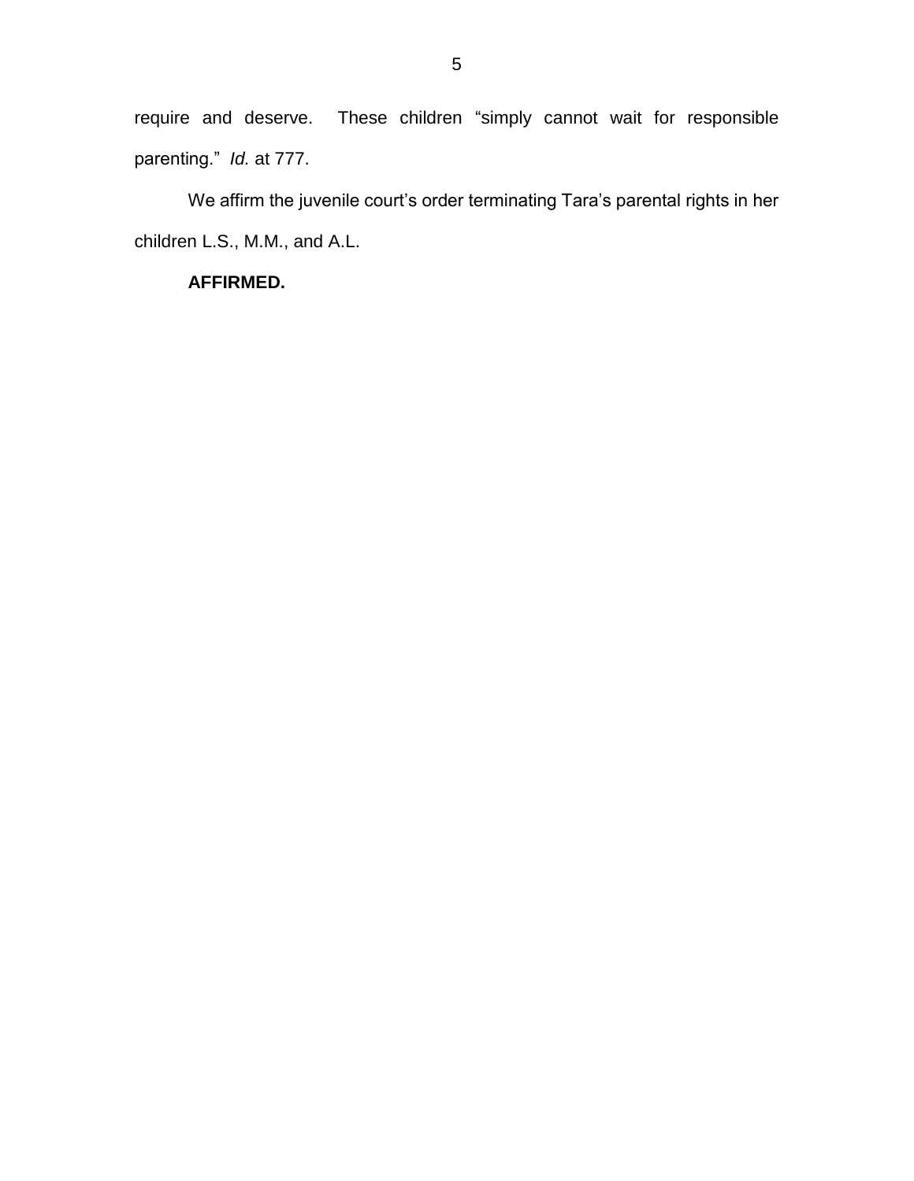require and deserve. These children "simply cannot wait for responsible parenting." *Id.* at 777.

We affirm the juvenile court's order terminating Tara's parental rights in her children L.S., M.M., and A.L.

**AFFIRMED.**